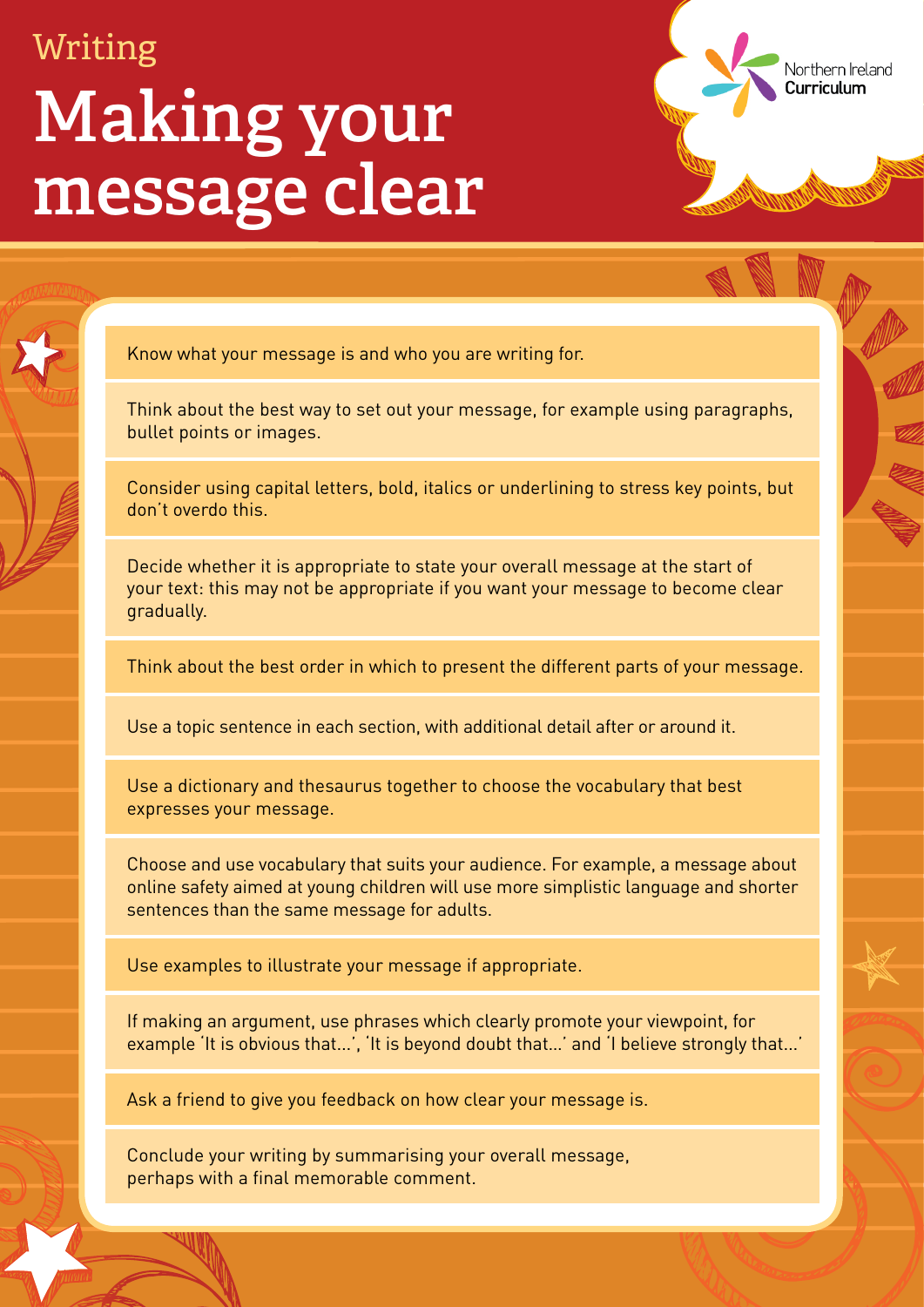Writing

# Making your message clear

Northern Ireland Curriculum

- Know what your message is and who you are writing for.
- Think about the best way to set out your message, for example using paragraphs, bullet points or images.
- Consider using capital letters, bold, italics or underlining to stress key points, but don't overdo this.
- Decide whether it is appropriate to state your overall message at the start of your text: this may not be appropriate if you want your message to become clear gradually.
- Think about the best order in which to present the different parts of your message.
- Use a topic sentence in each section, with additional detail after or around it.
- Use a dictionary and thesaurus together to choose the vocabulary that best expresses your message.
- Choose and use vocabulary that suits your audience. For example, a message about online safety aimed at young children will use more simplistic language and shorter sentences than the same message for adults.
- Use examples to illustrate your message if appropriate.
- If making an argument, use phrases which clearly promote your viewpoint, for example 'It is obvious that...', 'It is beyond doubt that...' and 'I believe strongly that...'
- Ask a friend to give you feedback on how clear your message is.
- Conclude your writing by summarising your overall message, perhaps with a final memorable comment.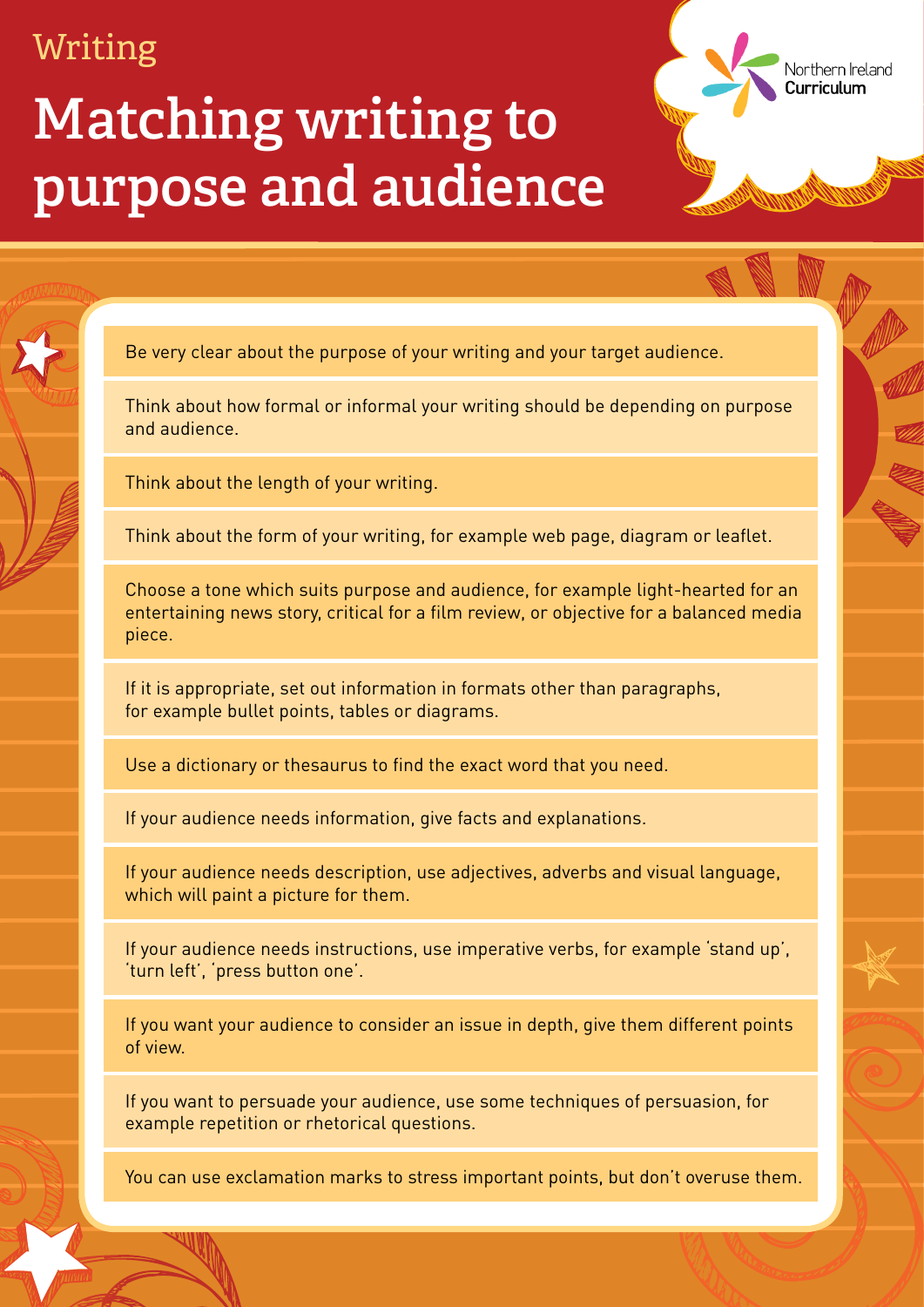Writing

# Matching writing to purpose and audience

Northern Ireland Curriculum

- Be very clear about the purpose of your writing and your target audience.
- Think about how formal or informal your writing should be depending on purpose and audience.
- Think about the length of your writing.
- Think about the form of your writing, for example web page, diagram or leaflet.
- Choose a tone which suits purpose and audience, for example light-hearted for an entertaining news story, critical for a film review, or objective for a balanced media piece.
- If it is appropriate, set out information in formats other than paragraphs, for example bullet points, tables or diagrams.
- Use a dictionary or thesaurus to find the exact word that you need.
- If your audience needs information, give facts and explanations.
- If your audience needs description, use adjectives, adverbs and visual language, which will paint a picture for them.
- If your audience needs instructions, use imperative verbs, for example 'stand up', 'turn left', 'press button one'.
- If you want your audience to consider an issue in depth, give them different points of view.
- If you want to persuade your audience, use some techniques of persuasion, for example repetition or rhetorical questions.
- You can use exclamation marks to stress important points, but don't overuse them.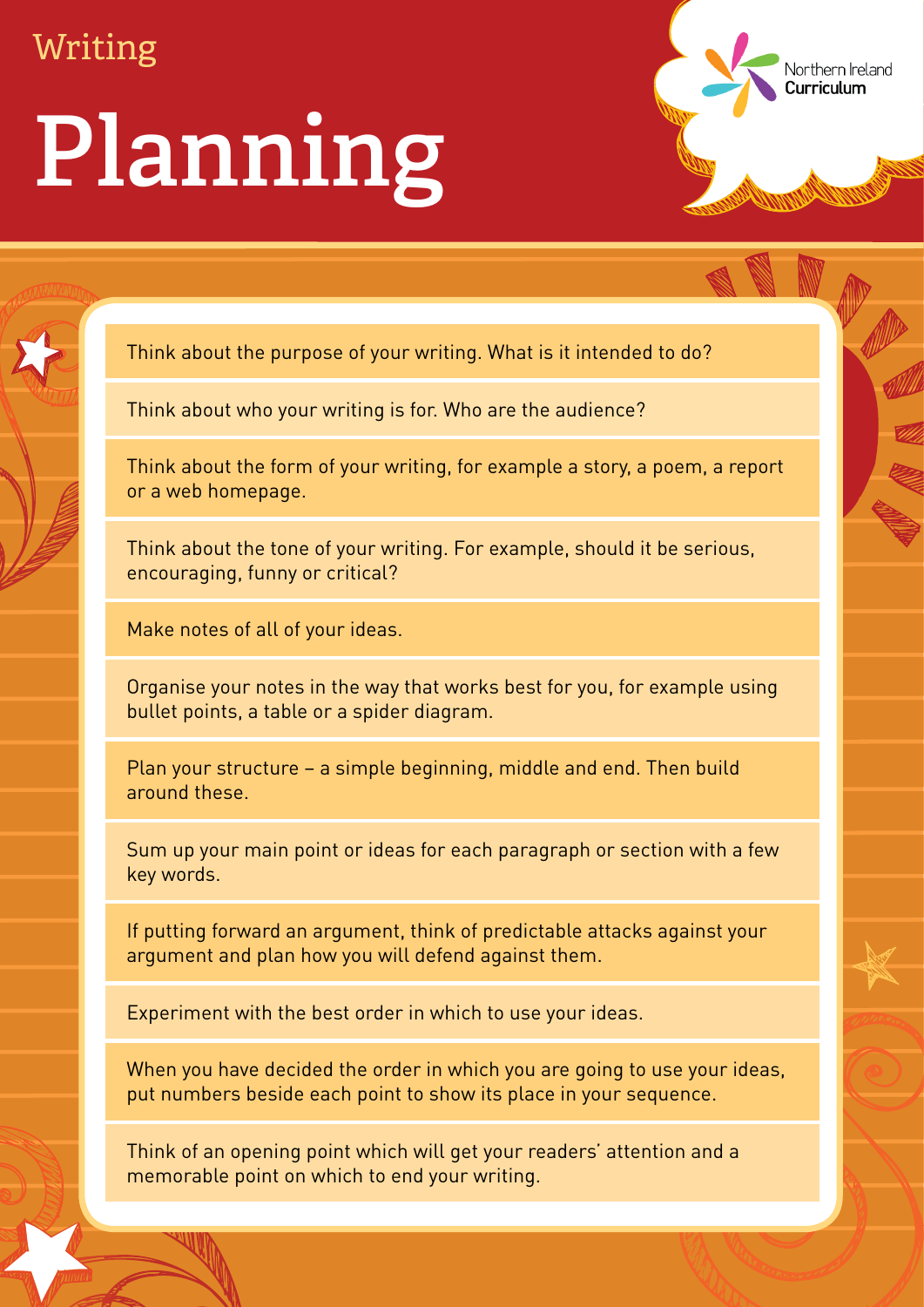Writing

# Planning

Think about the purpose of your writing. What is it intended to do?

Think about who your writing is for. Who are the audience?

Think about the form of your writing, for example a story, a poem, a report or a web homepage.

Think about the tone of your writing. For example, should it be serious, encouraging, funny or critical?

Make notes of all of your ideas.

Organise your notes in the way that works best for you, for example using bullet points, a table or a spider diagram.

Plan your structure – a simple beginning, middle and end. Then build around these.

Sum up your main point or ideas for each paragraph or section with a few key words.

If putting forward an argument, think of predictable attacks against your argument and plan how you will defend against them.

Experiment with the best order in which to use your ideas.

When you have decided the order in which you are going to use your ideas, put numbers beside each point to show its place in your sequence.

Think of an opening point which will get your readers' attention and a memorable point on which to end your writing.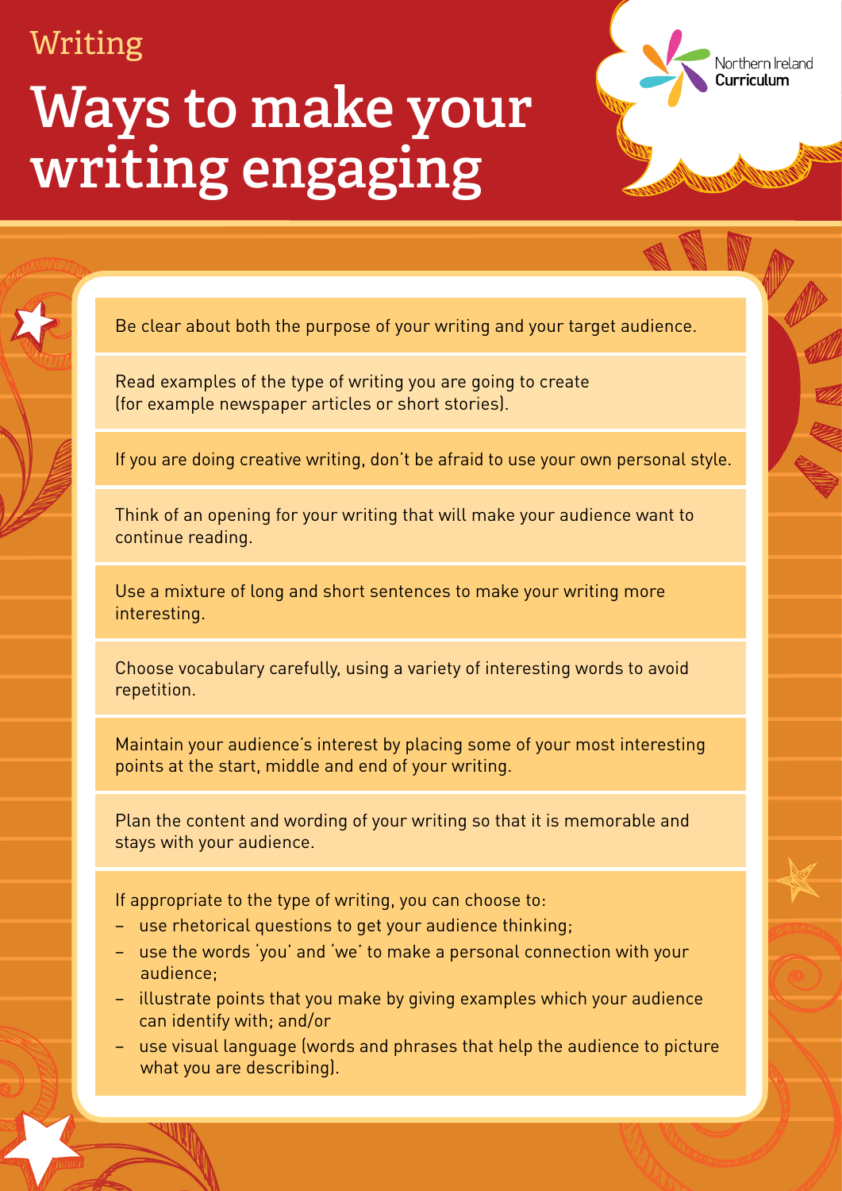Writing

# Ways to make your writing engaging

Northern Ireland Curriculum

Be clear about both the purpose of your writing and your target audience.

Read examples of the type of writing you are going to create (for example newspaper articles or short stories).

If you are doing creative writing, don't be afraid to use your own personal style.

Think of an opening for your writing that will make your audience want to continue reading.

Use a mixture of long and short sentences to make your writing more interesting.

Choose vocabulary carefully, using a variety of interesting words to avoid repetition.

Maintain your audience's interest by placing some of your most interesting points at the start, middle and end of your writing.

Plan the content and wording of your writing so that it is memorable and stays with your audience.

If appropriate to the type of writing, you can choose to:

- use rhetorical questions to get your audience thinking;
- use the words 'you' and 'we' to make a personal connection with your audience;
- illustrate points that you make by giving examples which your audience can identify with; and/or
- use visual language (words and phrases that help the audience to picture what you are describing).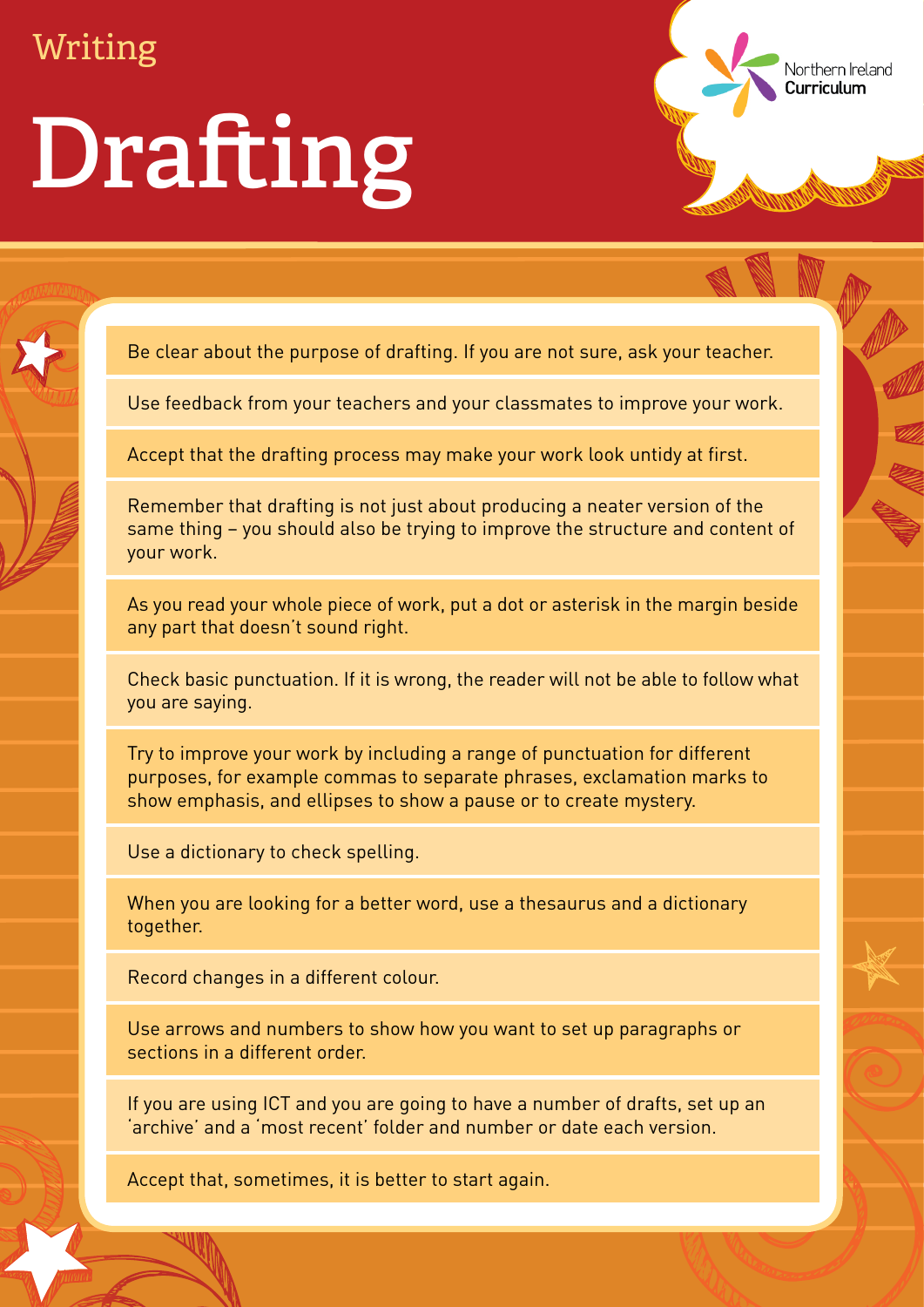Writing

# Drafting

Northern Ireland Curriculum

- Be clear about the purpose of drafting. If you are not sure, ask your teacher.
- Use feedback from your teachers and your classmates to improve your work.
- Accept that the drafting process may make your work look untidy at first.
- Remember that drafting is not just about producing a neater version of the same thing – you should also be trying to improve the structure and content of your work.
- As you read your whole piece of work, put a dot or asterisk in the margin beside any part that doesn't sound right.
- Check basic punctuation. If it is wrong, the reader will not be able to follow what you are saying.
- Try to improve your work by including a range of punctuation for different purposes, for example commas to separate phrases, exclamation marks to show emphasis, and ellipses to show a pause or to create mystery.
- Use a dictionary to check spelling.
- When you are looking for a better word, use a thesaurus and a dictionary together.
- Record changes in a different colour.
- Use arrows and numbers to show how you want to set up paragraphs or sections in a different order.
- If you are using ICT and you are going to have a number of drafts, set up an 'archive' and a 'most recent' folder and number or date each version.
- Accept that, sometimes, it is better to start again.